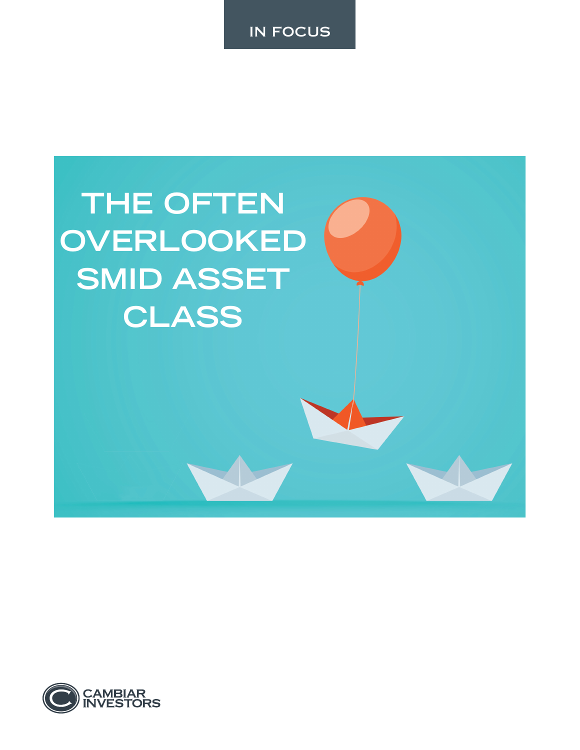IN FOCUS

# THE OFTEN OVERLOOKED SMID ASSET CLASS

CAMBIAR INVESTORS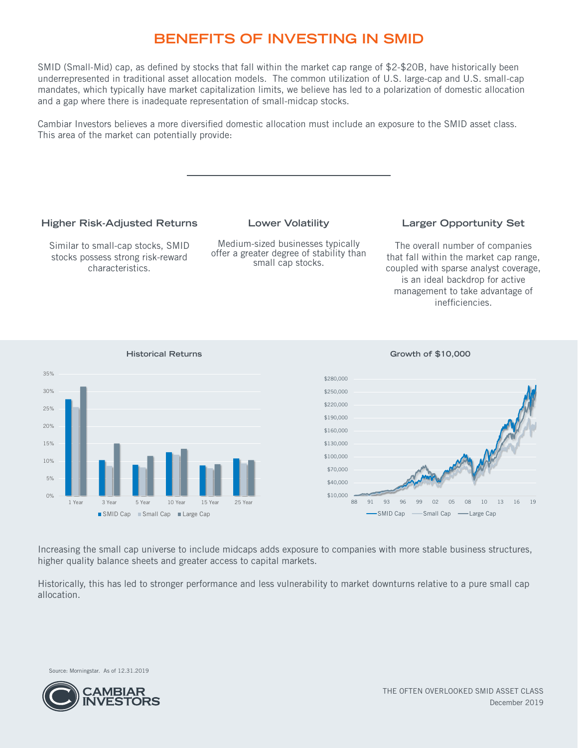# BENEFITS OF INVESTING IN SMID

SMID (Small-Mid) cap, as defined by stocks that fall within the market cap range of $2-$20B, have historically been underrepresented in traditional asset allocation models. The common utilization of U.S. large-cap and U.S. small-cap mandates, which typically have market capitalization limits, we believe has led to a polarization of domestic allocation and a gap where there is inadequate representation of small-midcap stocks.

Cambiar Investors believes a more diversified domestic allocation must include an exposure to the SMID asset class. This area of the market can potentially provide:

### Higher Risk-Adjusted Returns

Similar to small-cap stocks, SMID stocks possess strong risk-reward characteristics.

### Lower Volatility

Medium-sized businesses typically offer a greater degree of stability than small cap stocks.

### Larger Opportunity Set

The overall number of companies that fall within the market cap range, coupled with sparse analyst coverage, is an ideal backdrop for active management to take advantage of inefficiencies.

**Historical Returns**

35%
30%
25%
20%
15%
10%
5%
0%

1 Year | 3 Year | 5 Year | 10 Year | 15 Year | 25 Year

SMID Cap | Small Cap | Large Cap

**Growth of $10,000**

$280,000
$250,000
$220,000
$190,000
$160,000
$130,000
$100,000
$70,000
$40,000
$10,000

88 | 91 | 93 | 96 | 99 | 02 | 05 | 08 | 10 | 13 | 16 | 19

SMID Cap | Small Cap | Large Cap

Increasing the small cap universe to include midcaps adds exposure to companies with more stable business structures, higher quality balance sheets and greater access to capital markets.

Historically, this has led to stronger performance and less vulnerability to market downturns relative to a pure small cap allocation.

Source: Morningstar. As of 12.31.2019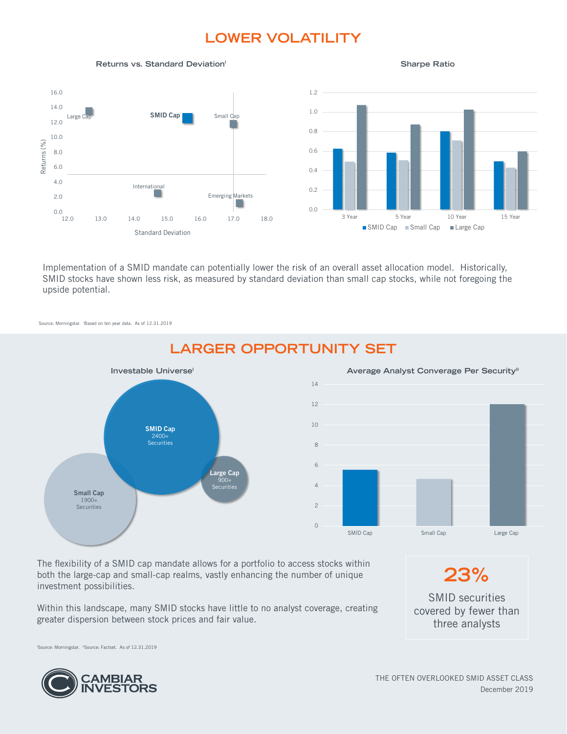# LOWER VOLATILITY

Returns vs. Standard Deviation[I]

Returns (%)

16.0
14.0
12.0
10.0
8.0
6.0
4.0
2.0
0.0

Large Cap
SMID Cap
Small Cap
International
Emerging Markets

12.0
13.0
14.0
15.0
16.0
17.0
18.0

Standard Deviation

Sharpe Ratio

1.2
1.0
0.8
0.6
0.4
0.2
0.0

3 Year
5 Year
10 Year
15 Year

SMID Cap
Small Cap
Large Cap

Implementation of a SMID mandate can potentially lower the risk of an overall asset allocation model. Historically, SMID stocks have shown less risk, as measured by standard deviation than small cap stocks, while not foregoing the upside potential.

Source: Morningstar. [I]Based on ten year data. As of 12.31.2019

# LARGER OPPORTUNITY SET

Investable Universe[I]

SMID Cap
2400+
Securities

Small Cap
1900+
Securities

Large Cap
900+
Securities

Average Analyst Converage Per Security[II]

14
12
10
8
6
4
2
0

SMID Cap
Small Cap
Large Cap

The flexibility of a SMID cap mandate allows for a portfolio to access stocks within both the large-cap and small-cap realms, vastly enhancing the number of unique investment possibilities.

Within this landscape, many SMID stocks have little to no analyst coverage, creating greater dispersion between stock prices and fair value.

**23%**

SMID securities covered by fewer than three analysts

[I]Source: Morningstar. [II]Source: Factset. As of 12.31.2019

CAMBIAR INVESTORS

THE OFTEN OVERLOOKED SMID ASSET CLASS
December 2019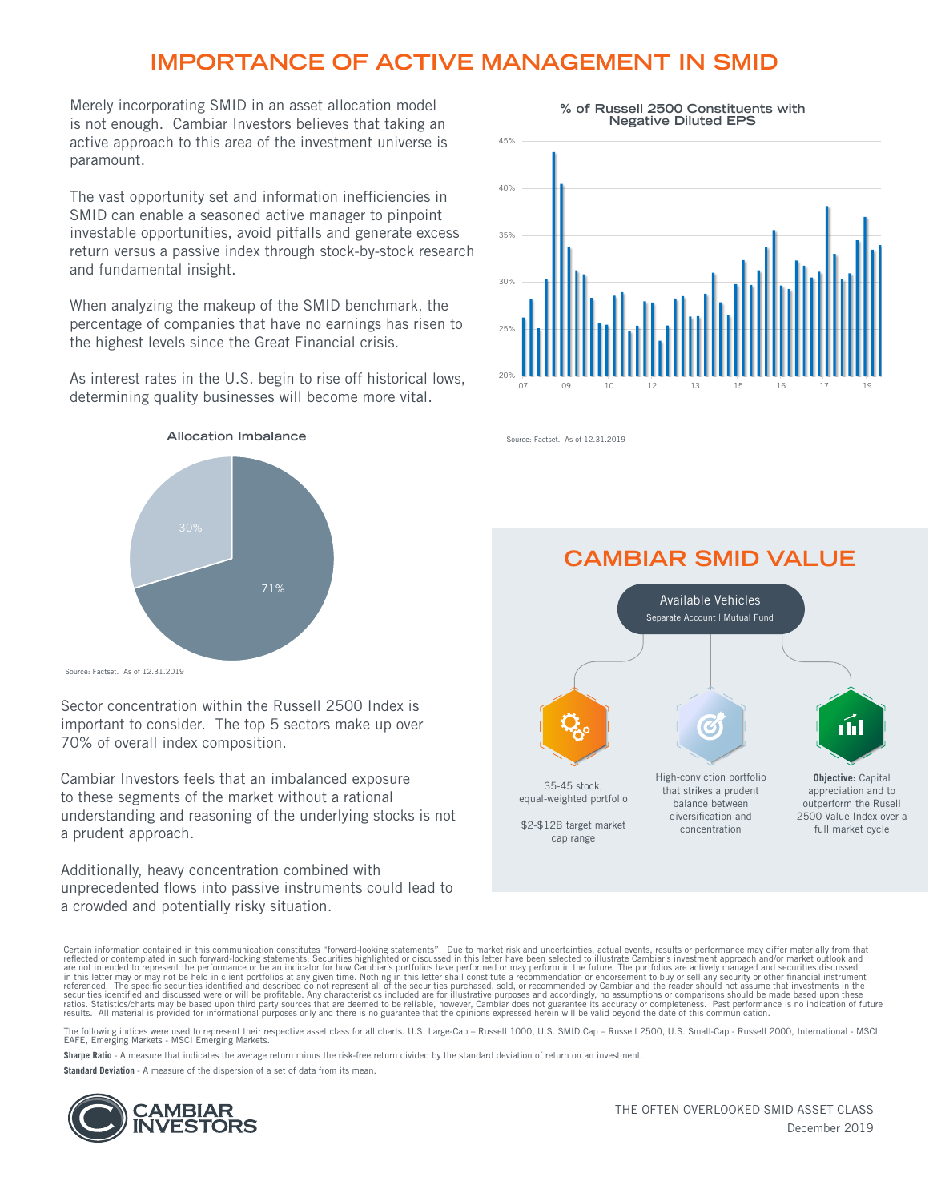# IMPORTANCE OF ACTIVE MANAGEMENT IN SMID

Merely incorporating SMID in an asset allocation model is not enough. Cambiar Investors believes that taking an active approach to this area of the investment universe is paramount.

The vast opportunity set and information inefficiencies in SMID can enable a seasoned active manager to pinpoint investable opportunities, avoid pitfalls and generate excess return versus a passive index through stock-by-stock research and fundamental insight.

When analyzing the makeup of the SMID benchmark, the percentage of companies that have no earnings has risen to the highest levels since the Great Financial crisis.

As interest rates in the U.S. begin to rise off historical lows, determining quality businesses will become more vital.

**% of Russell 2500 Constituents with Negative Diluted EPS**

45%
40%
35%
30%
25%
20%

07 09 10 12 13 15 16 17 19

Source: Factset. As of 12.31.2019

**Allocation Imbalance**

30%
71%

Source: Factset. As of 12.31.2019

Sector concentration within the Russell 2500 Index is important to consider. The top 5 sectors make up over 70% of overall index composition.

Cambiar Investors feels that an imbalanced exposure to these segments of the market without a rational understanding and reasoning of the underlying stocks is not a prudent approach.

Additionally, heavy concentration combined with unprecedented flows into passive instruments could lead to a crowded and potentially risky situation.

## CAMBIAR SMID VALUE

Available Vehicles
Separate Account | Mutual Fund

35-45 stock, equal-weighted portfolio

$2-$12B target market cap range

High-conviction portfolio that strikes a prudent balance between diversification and concentration

**Objective:** Capital appreciation and to outperform the Rusell 2500 Value Index over a full market cycle

Certain information contained in this communication constitutes "forward-looking statements". Due to market risk and uncertainties, actual events, results or performance may differ materially from that reflected or contemplated in such forward-looking statements. Securities highlighted or discussed in this letter have been selected to illustrate Cambiar's investment approach and/or market outlook and are not intended to represent the performance or be an indicator for how Cambiar's portfolios have performed or may perform in the future. The portfolios are actively managed and securities discussed in this letter may or may not be held in client portfolios at any given time. Nothing in this letter shall constitute a recommendation or endorsement to buy or sell any security or other financial instrument referenced. The specific securities identified and described do not represent all of the securities purchased, sold, or recommended by Cambiar and the reader should not assume that investments in the securities identified and discussed were or will be profitable. Any characteristics included are for illustrative purposes and accordingly, no assumptions or comparisons should be made based upon these ratios. Statistics/charts may be based upon third party sources that are deemed to be reliable, however, Cambiar does not guarantee its accuracy or completeness. Past performance is no indication of future results. All material is provided for informational purposes only and there is no guarantee that the opinions expressed herein will be valid beyond the date of this communication.

The following indices were used to represent their respective asset class for all charts. U.S. Large-Cap – Russell 1000, U.S. SMID Cap – Russell 2500, U.S. Small-Cap - Russell 2000, International - MSCI EAFE, Emerging Markets - MSCI Emerging Markets.

**Sharpe Ratio** - A measure that indicates the average return minus the risk-free return divided by the standard deviation of return on an investment.

**Standard Deviation** - A measure of the dispersion of a set of data from its mean.

CAMBIAR INVESTORS

THE OFTEN OVERLOOKED SMID ASSET CLASS
December 2019